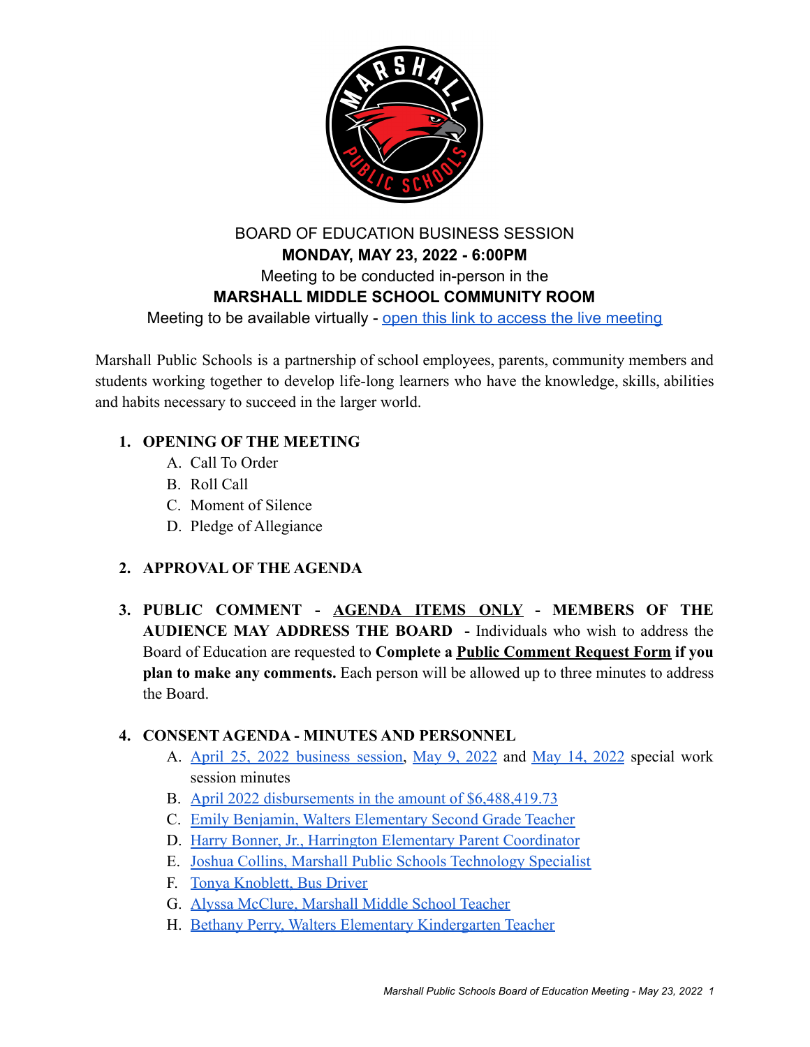BOARD OF EDUCATION BUSINESS SESSION

**MONDAY, MAY 23, 2022 - 6:00PM**

Meeting to be conducted in-person in the

**MARSHALL MIDDLE SCHOOL COMMUNITY ROOM**

Meeting to be available virtually - open this link to access the live meeting

Marshall Public Schools is a partnership of school employees, parents, community members and students working together to develop life-long learners who have the knowledge, skills, abilities and habits necessary to succeed in the larger world.

1. **OPENING OF THE MEETING**
   A. Call To Order
   B. Roll Call
   C. Moment of Silence
   D. Pledge of Allegiance

2. **APPROVAL OF THE AGENDA**

3. **PUBLIC COMMENT - AGENDA ITEMS ONLY - MEMBERS OF THE AUDIENCE MAY ADDRESS THE BOARD -** Individuals who wish to address the Board of Education are requested to **Complete a Public Comment Request Form if you plan to make any comments.** Each person will be allowed up to three minutes to address the Board.

4. **CONSENT AGENDA - MINUTES AND PERSONNEL**
   A. April 25, 2022 business session, May 9, 2022 and May 14, 2022 special work session minutes
   B. April 2022 disbursements in the amount of $6,488,419.73
   C. Emily Benjamin, Walters Elementary Second Grade Teacher
   D. Harry Bonner, Jr., Harrington Elementary Parent Coordinator
   E. Joshua Collins, Marshall Public Schools Technology Specialist
   F. Tonya Knoblett, Bus Driver
   G. Alyssa McClure, Marshall Middle School Teacher
   H. Bethany Perry, Walters Elementary Kindergarten Teacher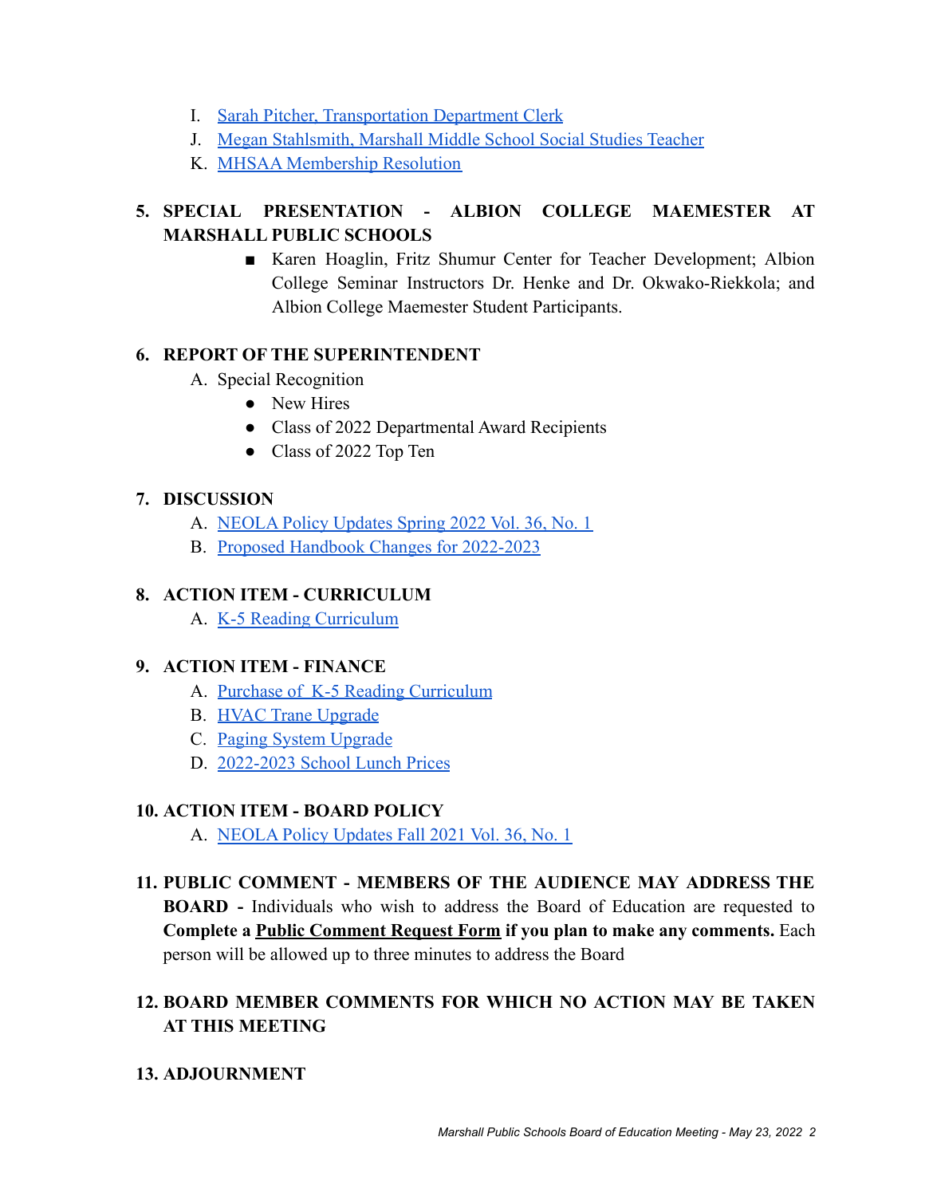I. Sarah Pitcher, Transportation Department Clerk
J. Megan Stahlsmith, Marshall Middle School Social Studies Teacher
K. MHSAA Membership Resolution

**5. SPECIAL PRESENTATION - ALBION COLLEGE MAEMESTER AT MARSHALL PUBLIC SCHOOLS**

- Karen Hoaglin, Fritz Shumur Center for Teacher Development; Albion College Seminar Instructors Dr. Henke and Dr. Okwako-Riekkola; and Albion College Maemester Student Participants.

**6. REPORT OF THE SUPERINTENDENT**

A. Special Recognition
- New Hires
- Class of 2022 Departmental Award Recipients
- Class of 2022 Top Ten

**7. DISCUSSION**

A. NEOLA Policy Updates Spring 2022 Vol. 36, No. 1
B. Proposed Handbook Changes for 2022-2023

**8. ACTION ITEM - CURRICULUM**

A. K-5 Reading Curriculum

**9. ACTION ITEM - FINANCE**

A. Purchase of K-5 Reading Curriculum
B. HVAC Trane Upgrade
C. Paging System Upgrade
D. 2022-2023 School Lunch Prices

**10. ACTION ITEM - BOARD POLICY**

A. NEOLA Policy Updates Fall 2021 Vol. 36, No. 1

**11. PUBLIC COMMENT - MEMBERS OF THE AUDIENCE MAY ADDRESS THE BOARD -** Individuals who wish to address the Board of Education are requested to **Complete a Public Comment Request Form if you plan to make any comments.** Each person will be allowed up to three minutes to address the Board

**12. BOARD MEMBER COMMENTS FOR WHICH NO ACTION MAY BE TAKEN AT THIS MEETING**

**13. ADJOURNMENT**